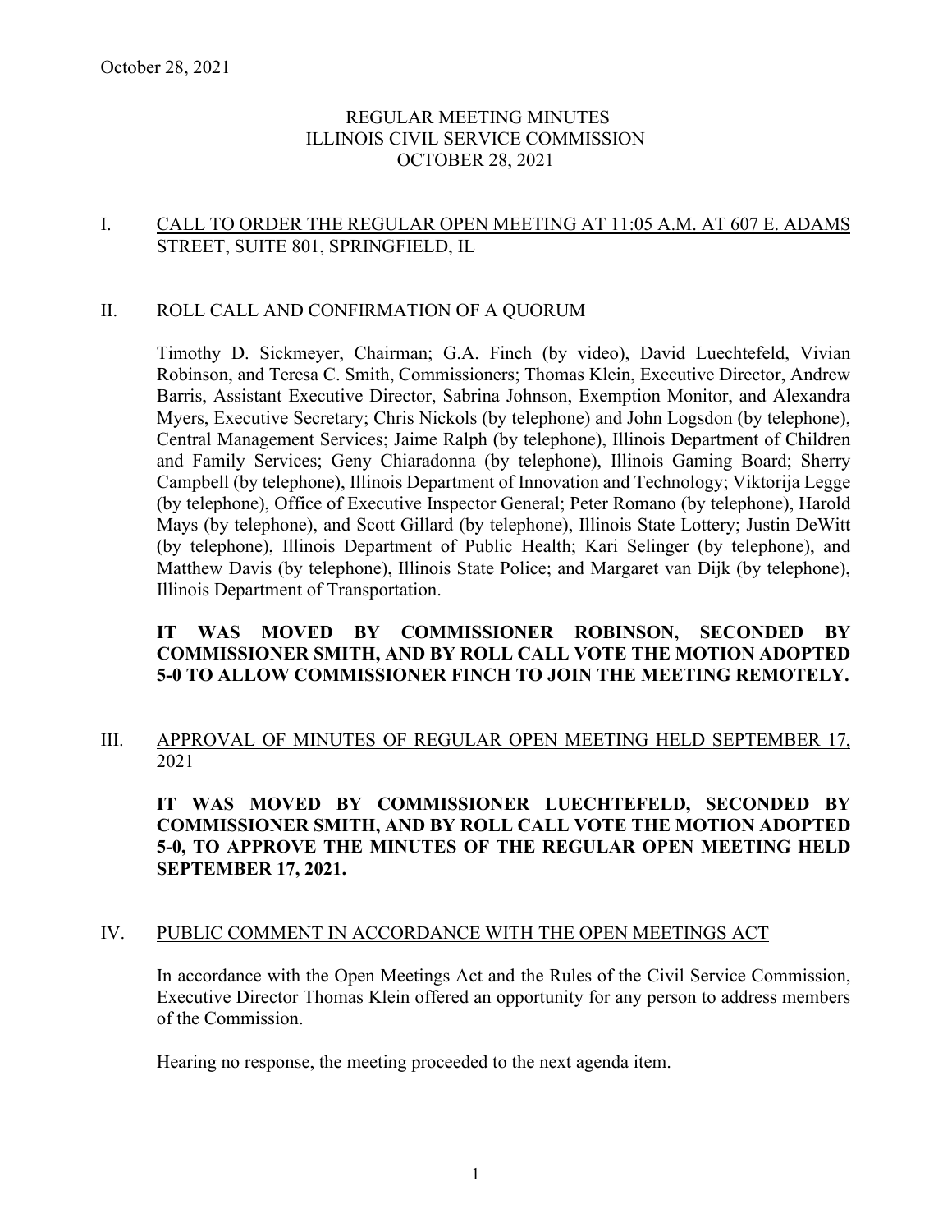# REGULAR MEETING MINUTES
# ILLINOIS CIVIL SERVICE COMMISSION
# OCTOBER 28, 2021

## I. CALL TO ORDER THE REGULAR OPEN MEETING AT 11:05 A.M. AT 607 E. ADAMS STREET, SUITE 801, SPRINGFIELD, IL

## II. ROLL CALL AND CONFIRMATION OF A QUORUM

Timothy D. Sickmeyer, Chairman; G.A. Finch (by video), David Luechtefeld, Vivian Robinson, and Teresa C. Smith, Commissioners; Thomas Klein, Executive Director, Andrew Barris, Assistant Executive Director, Sabrina Johnson, Exemption Monitor, and Alexandra Myers, Executive Secretary; Chris Nickols (by telephone) and John Logsdon (by telephone), Central Management Services; Jaime Ralph (by telephone), Illinois Department of Children and Family Services; Geny Chiaradonna (by telephone), Illinois Gaming Board; Sherry Campbell (by telephone), Illinois Department of Innovation and Technology; Viktorija Legge (by telephone), Office of Executive Inspector General; Peter Romano (by telephone), Harold Mays (by telephone), and Scott Gillard (by telephone), Illinois State Lottery; Justin DeWitt (by telephone), Illinois Department of Public Health; Kari Selinger (by telephone), and Matthew Davis (by telephone), Illinois State Police; and Margaret van Dijk (by telephone), Illinois Department of Transportation.

**IT WAS MOVED BY COMMISSIONER ROBINSON, SECONDED BY COMMISSIONER SMITH, AND BY ROLL CALL VOTE THE MOTION ADOPTED 5-0 TO ALLOW COMMISSIONER FINCH TO JOIN THE MEETING REMOTELY.**

## III. APPROVAL OF MINUTES OF REGULAR OPEN MEETING HELD SEPTEMBER 17, 2021

**IT WAS MOVED BY COMMISSIONER LUECHTEFELD, SECONDED BY COMMISSIONER SMITH, AND BY ROLL CALL VOTE THE MOTION ADOPTED 5-0, TO APPROVE THE MINUTES OF THE REGULAR OPEN MEETING HELD SEPTEMBER 17, 2021.**

## IV. PUBLIC COMMENT IN ACCORDANCE WITH THE OPEN MEETINGS ACT

In accordance with the Open Meetings Act and the Rules of the Civil Service Commission, Executive Director Thomas Klein offered an opportunity for any person to address members of the Commission.

Hearing no response, the meeting proceeded to the next agenda item.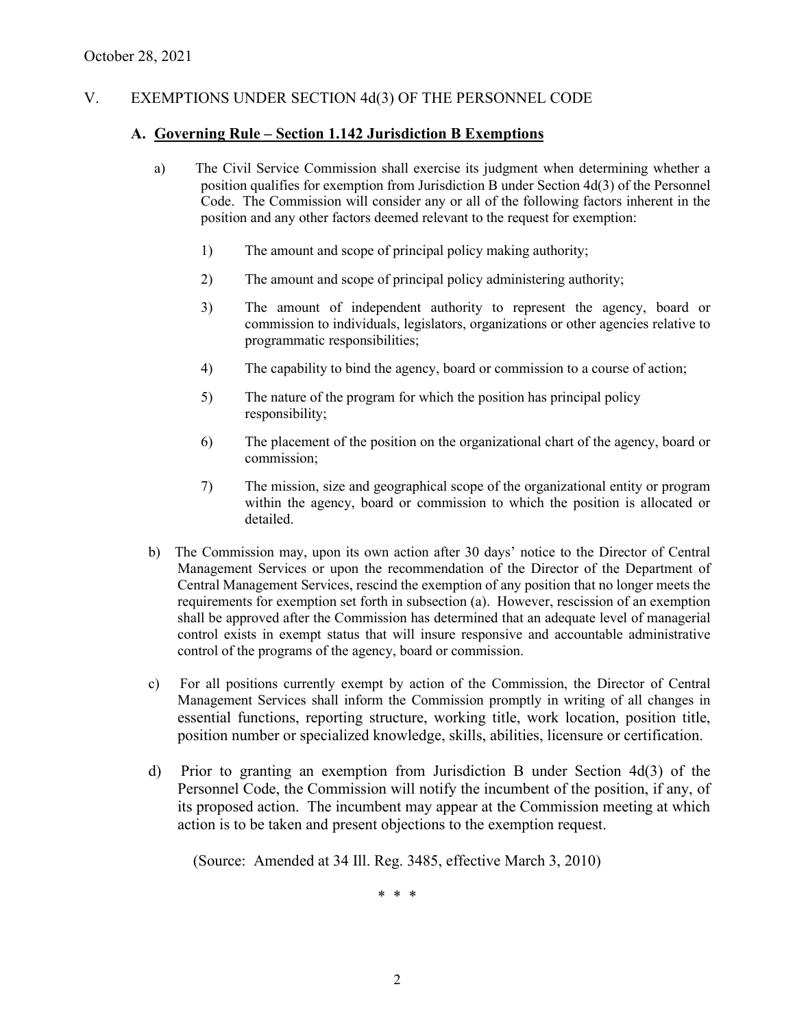October 28, 2021

## V. EXEMPTIONS UNDER SECTION 4d(3) OF THE PERSONNEL CODE

### A. Governing Rule – Section 1.142 Jurisdiction B Exemptions

a) The Civil Service Commission shall exercise its judgment when determining whether a position qualifies for exemption from Jurisdiction B under Section 4d(3) of the Personnel Code. The Commission will consider any or all of the following factors inherent in the position and any other factors deemed relevant to the request for exemption:

1) The amount and scope of principal policy making authority;

2) The amount and scope of principal policy administering authority;

3) The amount of independent authority to represent the agency, board or commission to individuals, legislators, organizations or other agencies relative to programmatic responsibilities;

4) The capability to bind the agency, board or commission to a course of action;

5) The nature of the program for which the position has principal policy responsibility;

6) The placement of the position on the organizational chart of the agency, board or commission;

7) The mission, size and geographical scope of the organizational entity or program within the agency, board or commission to which the position is allocated or detailed.

b) The Commission may, upon its own action after 30 days' notice to the Director of Central Management Services or upon the recommendation of the Director of the Department of Central Management Services, rescind the exemption of any position that no longer meets the requirements for exemption set forth in subsection (a). However, rescission of an exemption shall be approved after the Commission has determined that an adequate level of managerial control exists in exempt status that will insure responsive and accountable administrative control of the programs of the agency, board or commission.

c) For all positions currently exempt by action of the Commission, the Director of Central Management Services shall inform the Commission promptly in writing of all changes in essential functions, reporting structure, working title, work location, position title, position number or specialized knowledge, skills, abilities, licensure or certification.

d) Prior to granting an exemption from Jurisdiction B under Section 4d(3) of the Personnel Code, the Commission will notify the incumbent of the position, if any, of its proposed action. The incumbent may appear at the Commission meeting at which action is to be taken and present objections to the exemption request.

(Source: Amended at 34 Ill. Reg. 3485, effective March 3, 2010)

\* \* \*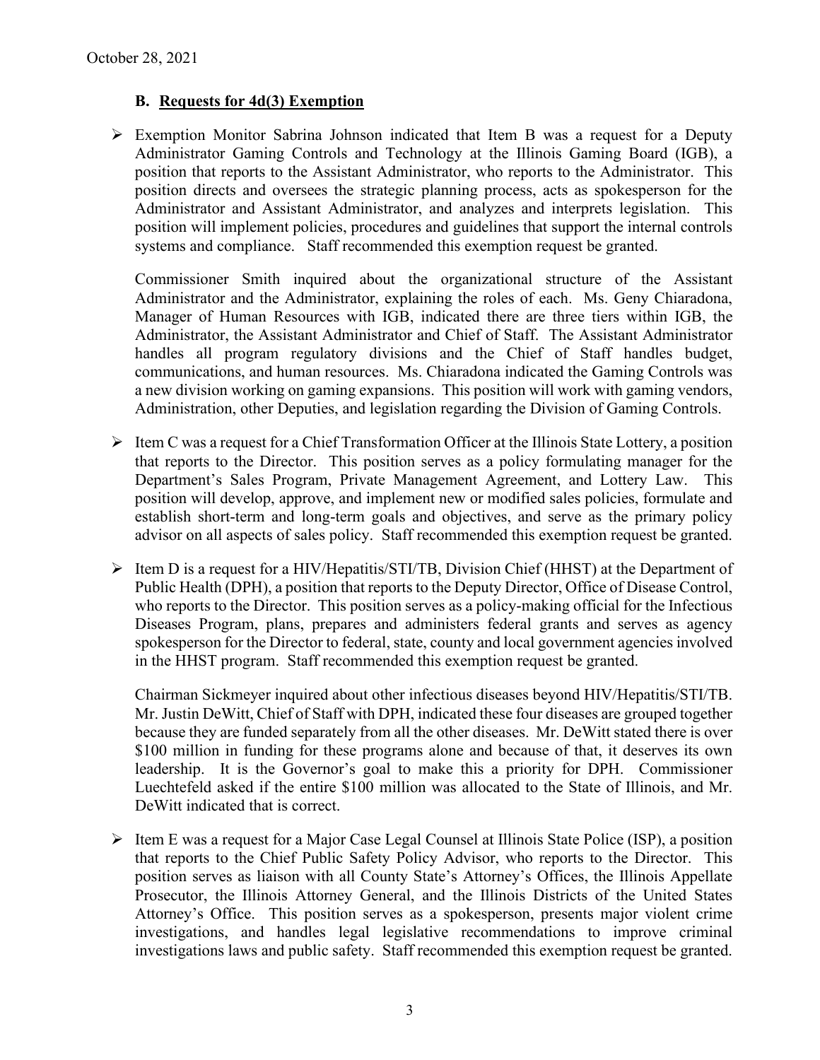October 28, 2021

## B. Requests for 4d(3) Exemption

- Exemption Monitor Sabrina Johnson indicated that Item B was a request for a Deputy Administrator Gaming Controls and Technology at the Illinois Gaming Board (IGB), a position that reports to the Assistant Administrator, who reports to the Administrator. This position directs and oversees the strategic planning process, acts as spokesperson for the Administrator and Assistant Administrator, and analyzes and interprets legislation. This position will implement policies, procedures and guidelines that support the internal controls systems and compliance. Staff recommended this exemption request be granted.

  Commissioner Smith inquired about the organizational structure of the Assistant Administrator and the Administrator, explaining the roles of each. Ms. Geny Chiaradona, Manager of Human Resources with IGB, indicated there are three tiers within IGB, the Administrator, the Assistant Administrator and Chief of Staff. The Assistant Administrator handles all program regulatory divisions and the Chief of Staff handles budget, communications, and human resources. Ms. Chiaradona indicated the Gaming Controls was a new division working on gaming expansions. This position will work with gaming vendors, Administration, other Deputies, and legislation regarding the Division of Gaming Controls.

- Item C was a request for a Chief Transformation Officer at the Illinois State Lottery, a position that reports to the Director. This position serves as a policy formulating manager for the Department's Sales Program, Private Management Agreement, and Lottery Law. This position will develop, approve, and implement new or modified sales policies, formulate and establish short-term and long-term goals and objectives, and serve as the primary policy advisor on all aspects of sales policy. Staff recommended this exemption request be granted.

- Item D is a request for a HIV/Hepatitis/STI/TB, Division Chief (HHST) at the Department of Public Health (DPH), a position that reports to the Deputy Director, Office of Disease Control, who reports to the Director. This position serves as a policy-making official for the Infectious Diseases Program, plans, prepares and administers federal grants and serves as agency spokesperson for the Director to federal, state, county and local government agencies involved in the HHST program. Staff recommended this exemption request be granted.

  Chairman Sickmeyer inquired about other infectious diseases beyond HIV/Hepatitis/STI/TB. Mr. Justin DeWitt, Chief of Staff with DPH, indicated these four diseases are grouped together because they are funded separately from all the other diseases. Mr. DeWitt stated there is over $100 million in funding for these programs alone and because of that, it deserves its own leadership. It is the Governor's goal to make this a priority for DPH. Commissioner Luechtefeld asked if the entire $100 million was allocated to the State of Illinois, and Mr. DeWitt indicated that is correct.

- Item E was a request for a Major Case Legal Counsel at Illinois State Police (ISP), a position that reports to the Chief Public Safety Policy Advisor, who reports to the Director. This position serves as liaison with all County State's Attorney's Offices, the Illinois Appellate Prosecutor, the Illinois Attorney General, and the Illinois Districts of the United States Attorney's Office. This position serves as a spokesperson, presents major violent crime investigations, and handles legal legislative recommendations to improve criminal investigations laws and public safety. Staff recommended this exemption request be granted.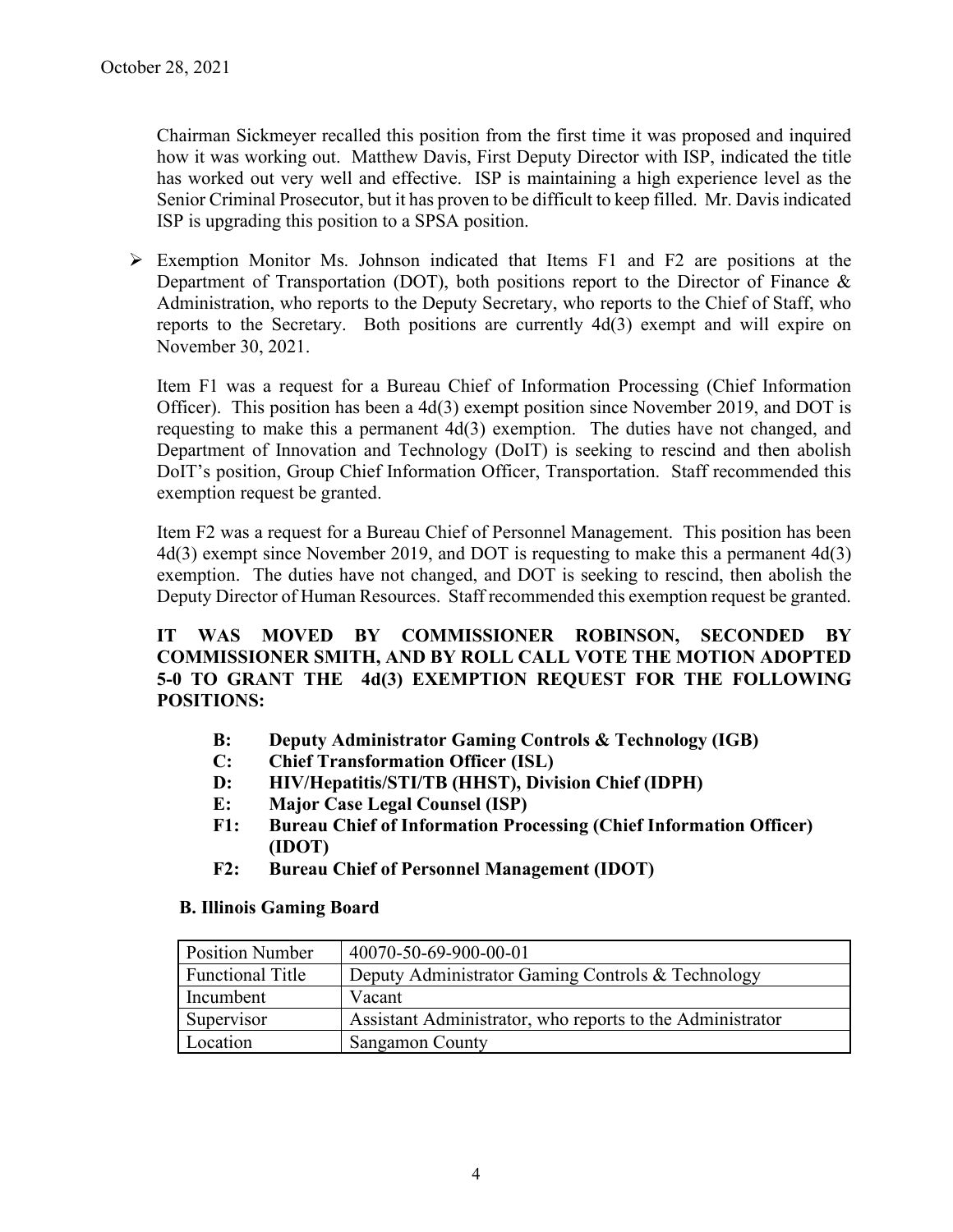Chairman Sickmeyer recalled this position from the first time it was proposed and inquired how it was working out. Matthew Davis, First Deputy Director with ISP, indicated the title has worked out very well and effective. ISP is maintaining a high experience level as the Senior Criminal Prosecutor, but it has proven to be difficult to keep filled. Mr. Davis indicated ISP is upgrading this position to a SPSA position.

- Exemption Monitor Ms. Johnson indicated that Items F1 and F2 are positions at the Department of Transportation (DOT), both positions report to the Director of Finance & Administration, who reports to the Deputy Secretary, who reports to the Chief of Staff, who reports to the Secretary. Both positions are currently 4d(3) exempt and will expire on November 30, 2021.

  Item F1 was a request for a Bureau Chief of Information Processing (Chief Information Officer). This position has been a 4d(3) exempt position since November 2019, and DOT is requesting to make this a permanent 4d(3) exemption. The duties have not changed, and Department of Innovation and Technology (DoIT) is seeking to rescind and then abolish DoIT's position, Group Chief Information Officer, Transportation. Staff recommended this exemption request be granted.

  Item F2 was a request for a Bureau Chief of Personnel Management. This position has been 4d(3) exempt since November 2019, and DOT is requesting to make this a permanent 4d(3) exemption. The duties have not changed, and DOT is seeking to rescind, then abolish the Deputy Director of Human Resources. Staff recommended this exemption request be granted.

**IT WAS MOVED BY COMMISSIONER ROBINSON, SECONDED BY COMMISSIONER SMITH, AND BY ROLL CALL VOTE THE MOTION ADOPTED 5-0 TO GRANT THE 4d(3) EXEMPTION REQUEST FOR THE FOLLOWING POSITIONS:**

- **B: Deputy Administrator Gaming Controls & Technology (IGB)**
- **C: Chief Transformation Officer (ISL)**
- **D: HIV/Hepatitis/STI/TB (HHST), Division Chief (IDPH)**
- **E: Major Case Legal Counsel (ISP)**
- **F1: Bureau Chief of Information Processing (Chief Information Officer) (IDOT)**
- **F2: Bureau Chief of Personnel Management (IDOT)**

**B. Illinois Gaming Board**

| Position Number | 40070-50-69-900-00-01 |
|---|---|
| Functional Title | Deputy Administrator Gaming Controls & Technology |
| Incumbent | Vacant |
| Supervisor | Assistant Administrator, who reports to the Administrator |
| Location | Sangamon County |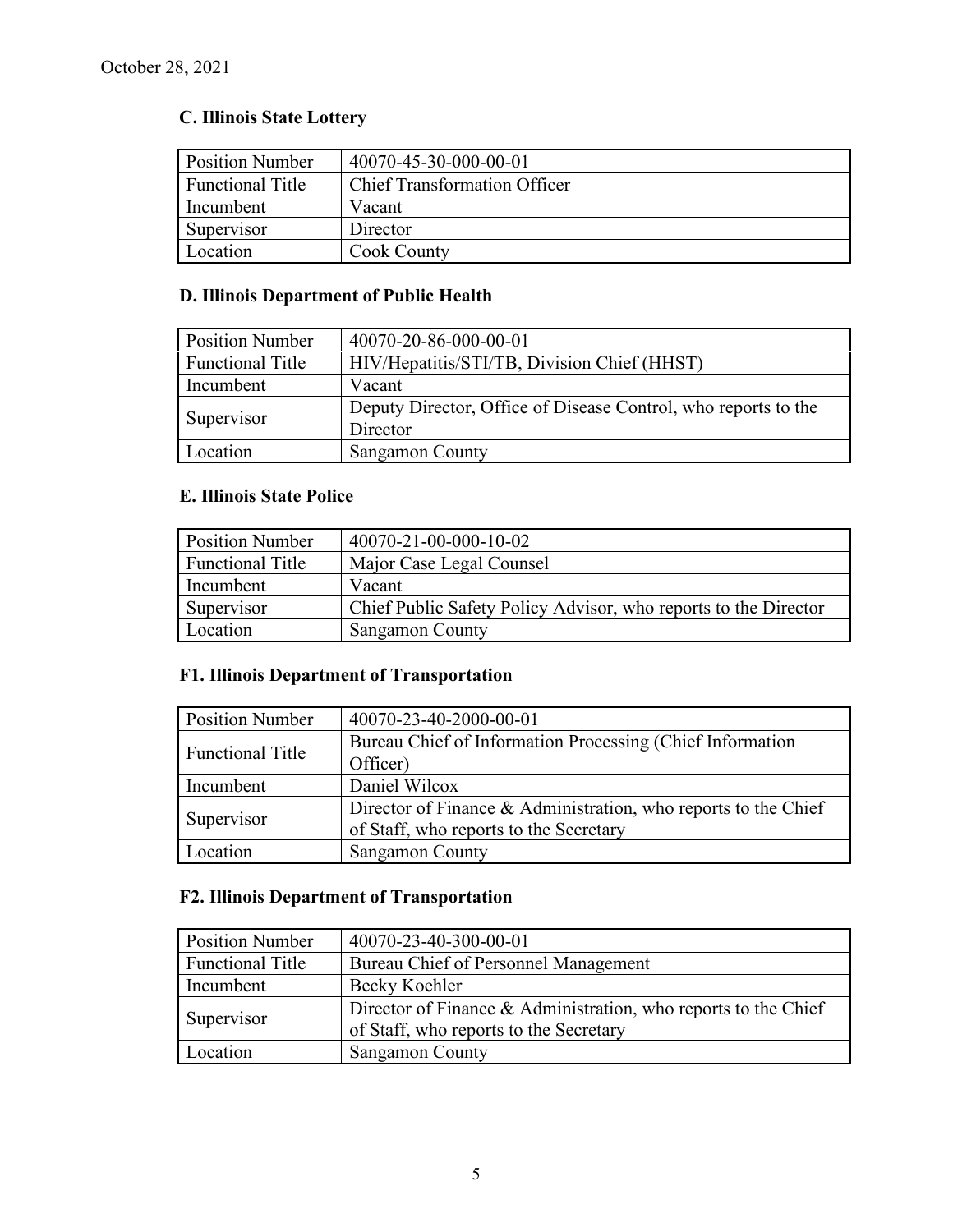October 28, 2021

### C. Illinois State Lottery

| Position Number | 40070-45-30-000-00-01 |
|---|---|
| Functional Title | Chief Transformation Officer |
| Incumbent | Vacant |
| Supervisor | Director |
| Location | Cook County |

### D. Illinois Department of Public Health

| Position Number | 40070-20-86-000-00-01 |
|---|---|
| Functional Title | HIV/Hepatitis/STI/TB, Division Chief (HHST) |
| Incumbent | Vacant |
| Supervisor | Deputy Director, Office of Disease Control, who reports to the Director |
| Location | Sangamon County |

### E. Illinois State Police

| Position Number | 40070-21-00-000-10-02 |
|---|---|
| Functional Title | Major Case Legal Counsel |
| Incumbent | Vacant |
| Supervisor | Chief Public Safety Policy Advisor, who reports to the Director |
| Location | Sangamon County |

### F1. Illinois Department of Transportation

| Position Number | 40070-23-40-2000-00-01 |
|---|---|
| Functional Title | Bureau Chief of Information Processing (Chief Information Officer) |
| Incumbent | Daniel Wilcox |
| Supervisor | Director of Finance & Administration, who reports to the Chief of Staff, who reports to the Secretary |
| Location | Sangamon County |

### F2. Illinois Department of Transportation

| Position Number | 40070-23-40-300-00-01 |
|---|---|
| Functional Title | Bureau Chief of Personnel Management |
| Incumbent | Becky Koehler |
| Supervisor | Director of Finance & Administration, who reports to the Chief of Staff, who reports to the Secretary |
| Location | Sangamon County |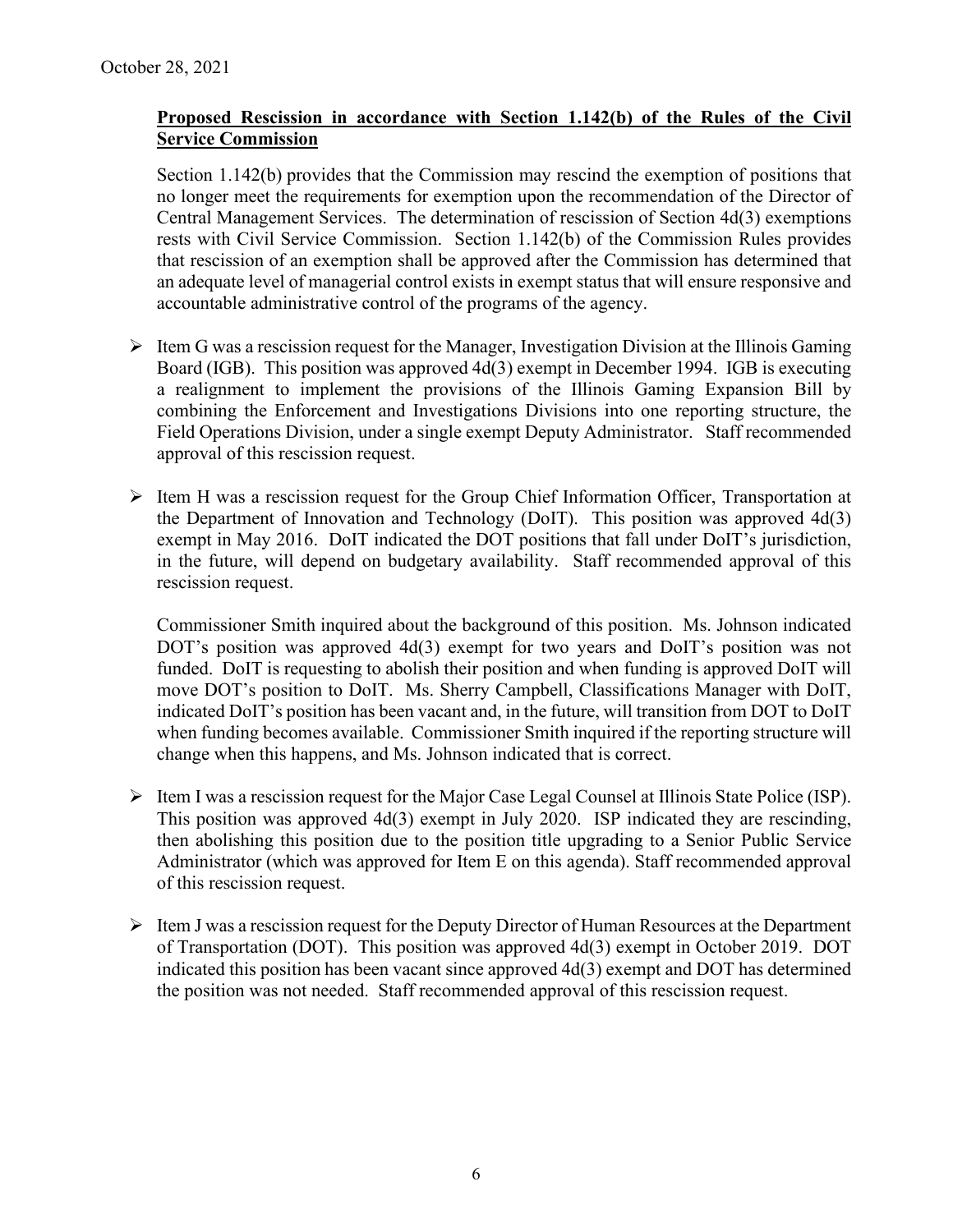October 28, 2021

**Proposed Rescission in accordance with Section 1.142(b) of the Rules of the Civil Service Commission**

Section 1.142(b) provides that the Commission may rescind the exemption of positions that no longer meet the requirements for exemption upon the recommendation of the Director of Central Management Services. The determination of rescission of Section 4d(3) exemptions rests with Civil Service Commission. Section 1.142(b) of the Commission Rules provides that rescission of an exemption shall be approved after the Commission has determined that an adequate level of managerial control exists in exempt status that will ensure responsive and accountable administrative control of the programs of the agency.

- Item G was a rescission request for the Manager, Investigation Division at the Illinois Gaming Board (IGB). This position was approved 4d(3) exempt in December 1994. IGB is executing a realignment to implement the provisions of the Illinois Gaming Expansion Bill by combining the Enforcement and Investigations Divisions into one reporting structure, the Field Operations Division, under a single exempt Deputy Administrator. Staff recommended approval of this rescission request.

- Item H was a rescission request for the Group Chief Information Officer, Transportation at the Department of Innovation and Technology (DoIT). This position was approved 4d(3) exempt in May 2016. DoIT indicated the DOT positions that fall under DoIT's jurisdiction, in the future, will depend on budgetary availability. Staff recommended approval of this rescission request.

  Commissioner Smith inquired about the background of this position. Ms. Johnson indicated DOT's position was approved 4d(3) exempt for two years and DoIT's position was not funded. DoIT is requesting to abolish their position and when funding is approved DoIT will move DOT's position to DoIT. Ms. Sherry Campbell, Classifications Manager with DoIT, indicated DoIT's position has been vacant and, in the future, will transition from DOT to DoIT when funding becomes available. Commissioner Smith inquired if the reporting structure will change when this happens, and Ms. Johnson indicated that is correct.

- Item I was a rescission request for the Major Case Legal Counsel at Illinois State Police (ISP). This position was approved 4d(3) exempt in July 2020. ISP indicated they are rescinding, then abolishing this position due to the position title upgrading to a Senior Public Service Administrator (which was approved for Item E on this agenda). Staff recommended approval of this rescission request.

- Item J was a rescission request for the Deputy Director of Human Resources at the Department of Transportation (DOT). This position was approved 4d(3) exempt in October 2019. DOT indicated this position has been vacant since approved 4d(3) exempt and DOT has determined the position was not needed. Staff recommended approval of this rescission request.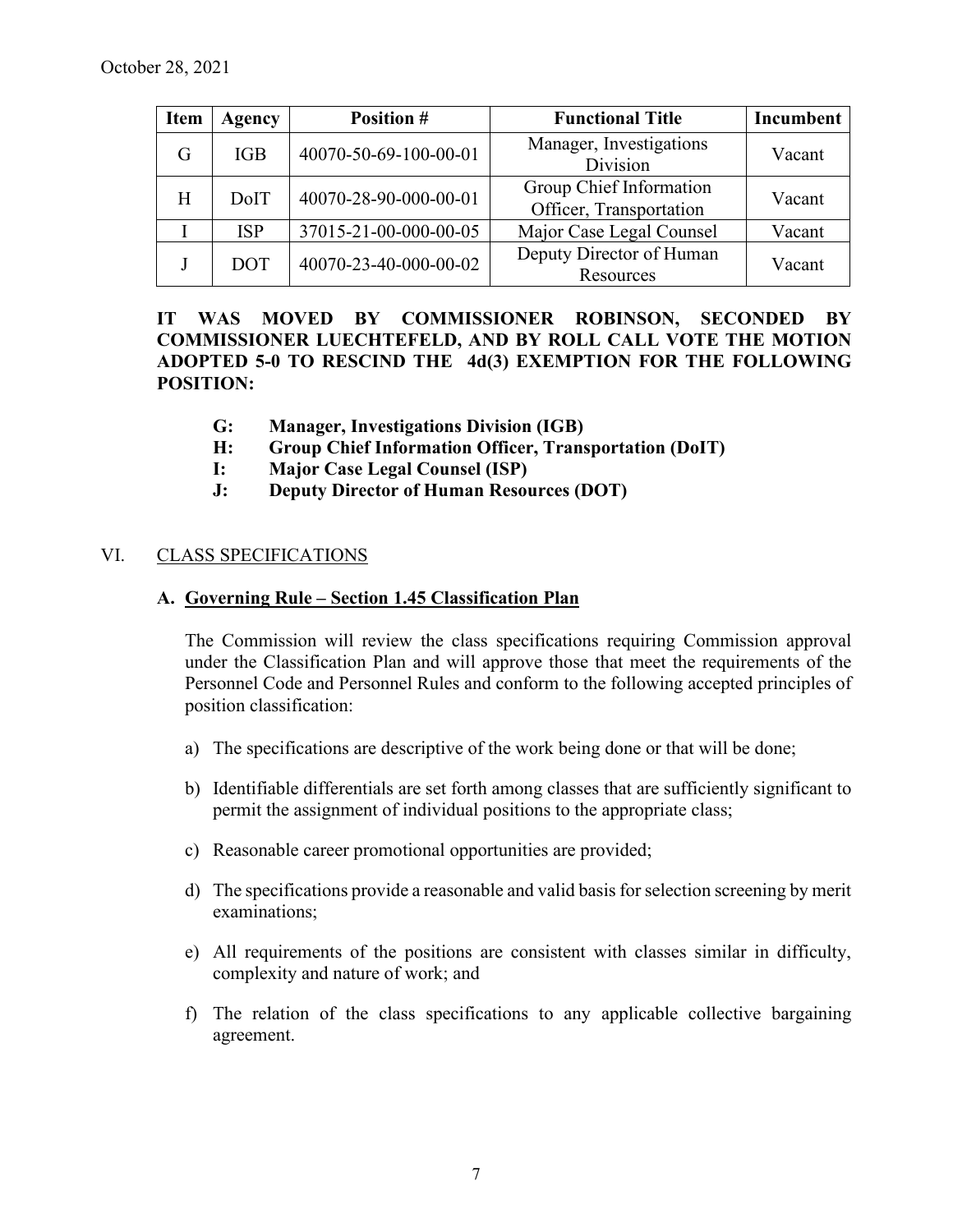October 28, 2021

| Item | Agency | Position # | Functional Title | Incumbent |
|---|---|---|---|---|
| G | IGB | 40070-50-69-100-00-01 | Manager, Investigations Division | Vacant |
| H | DoIT | 40070-28-90-000-00-01 | Group Chief Information Officer, Transportation | Vacant |
| I | ISP | 37015-21-00-000-00-05 | Major Case Legal Counsel | Vacant |
| J | DOT | 40070-23-40-000-00-02 | Deputy Director of Human Resources | Vacant |

**IT WAS MOVED BY COMMISSIONER ROBINSON, SECONDED BY COMMISSIONER LUECHTEFELD, AND BY ROLL CALL VOTE THE MOTION ADOPTED 5-0 TO RESCIND THE 4d(3) EXEMPTION FOR THE FOLLOWING POSITION:**

- **G: Manager, Investigations Division (IGB)**
- **H: Group Chief Information Officer, Transportation (DoIT)**
- **I: Major Case Legal Counsel (ISP)**
- **J: Deputy Director of Human Resources (DOT)**

## VI. CLASS SPECIFICATIONS

### A. Governing Rule – Section 1.45 Classification Plan

The Commission will review the class specifications requiring Commission approval under the Classification Plan and will approve those that meet the requirements of the Personnel Code and Personnel Rules and conform to the following accepted principles of position classification:

a) The specifications are descriptive of the work being done or that will be done;

b) Identifiable differentials are set forth among classes that are sufficiently significant to permit the assignment of individual positions to the appropriate class;

c) Reasonable career promotional opportunities are provided;

d) The specifications provide a reasonable and valid basis for selection screening by merit examinations;

e) All requirements of the positions are consistent with classes similar in difficulty, complexity and nature of work; and

f) The relation of the class specifications to any applicable collective bargaining agreement.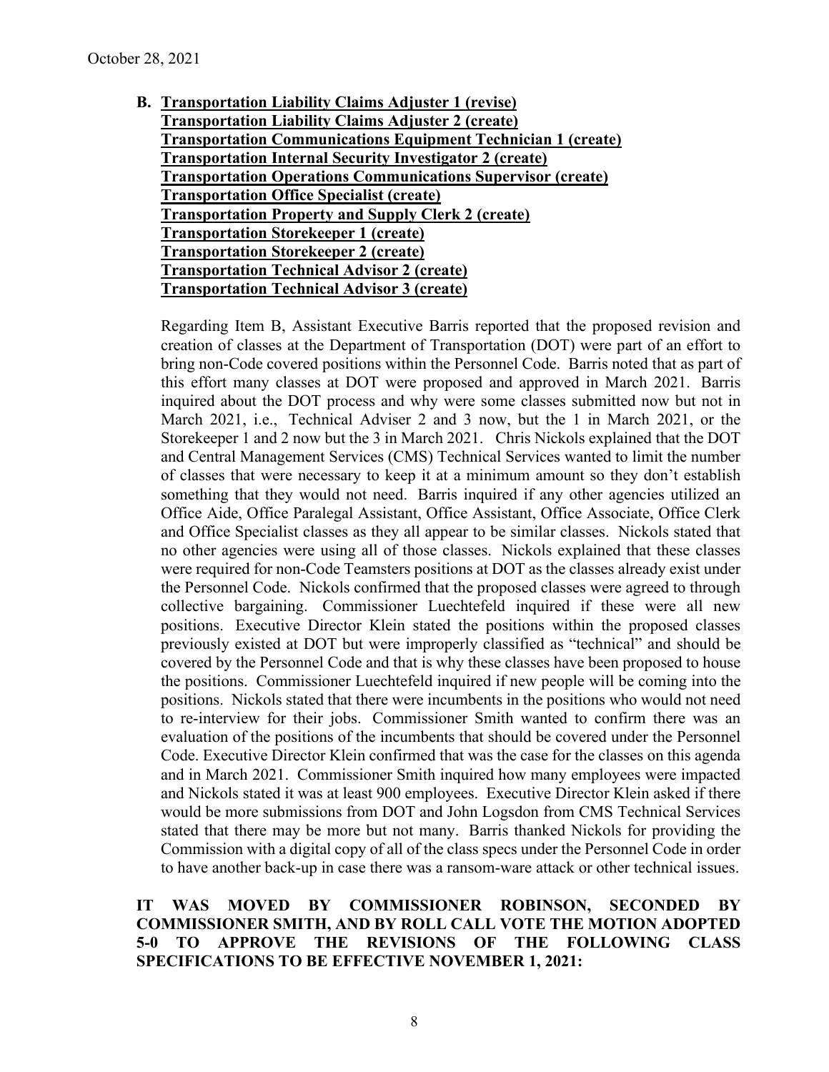**B. Transportation Liability Claims Adjuster 1 (revise)**
**Transportation Liability Claims Adjuster 2 (create)**
**Transportation Communications Equipment Technician 1 (create)**
**Transportation Internal Security Investigator 2 (create)**
**Transportation Operations Communications Supervisor (create)**
**Transportation Office Specialist (create)**
**Transportation Property and Supply Clerk 2 (create)**
**Transportation Storekeeper 1 (create)**
**Transportation Storekeeper 2 (create)**
**Transportation Technical Advisor 2 (create)**
**Transportation Technical Advisor 3 (create)**

Regarding Item B, Assistant Executive Barris reported that the proposed revision and creation of classes at the Department of Transportation (DOT) were part of an effort to bring non-Code covered positions within the Personnel Code. Barris noted that as part of this effort many classes at DOT were proposed and approved in March 2021. Barris inquired about the DOT process and why were some classes submitted now but not in March 2021, i.e., Technical Adviser 2 and 3 now, but the 1 in March 2021, or the Storekeeper 1 and 2 now but the 3 in March 2021. Chris Nickols explained that the DOT and Central Management Services (CMS) Technical Services wanted to limit the number of classes that were necessary to keep it at a minimum amount so they don't establish something that they would not need. Barris inquired if any other agencies utilized an Office Aide, Office Paralegal Assistant, Office Assistant, Office Associate, Office Clerk and Office Specialist classes as they all appear to be similar classes. Nickols stated that no other agencies were using all of those classes. Nickols explained that these classes were required for non-Code Teamsters positions at DOT as the classes already exist under the Personnel Code. Nickols confirmed that the proposed classes were agreed to through collective bargaining. Commissioner Luechtefeld inquired if these were all new positions. Executive Director Klein stated the positions within the proposed classes previously existed at DOT but were improperly classified as "technical" and should be covered by the Personnel Code and that is why these classes have been proposed to house the positions. Commissioner Luechtefeld inquired if new people will be coming into the positions. Nickols stated that there were incumbents in the positions who would not need to re-interview for their jobs. Commissioner Smith wanted to confirm there was an evaluation of the positions of the incumbents that should be covered under the Personnel Code. Executive Director Klein confirmed that was the case for the classes on this agenda and in March 2021. Commissioner Smith inquired how many employees were impacted and Nickols stated it was at least 900 employees. Executive Director Klein asked if there would be more submissions from DOT and John Logsdon from CMS Technical Services stated that there may be more but not many. Barris thanked Nickols for providing the Commission with a digital copy of all of the class specs under the Personnel Code in order to have another back-up in case there was a ransom-ware attack or other technical issues.

**IT WAS MOVED BY COMMISSIONER ROBINSON, SECONDED BY COMMISSIONER SMITH, AND BY ROLL CALL VOTE THE MOTION ADOPTED 5-0 TO APPROVE THE REVISIONS OF THE FOLLOWING CLASS SPECIFICATIONS TO BE EFFECTIVE NOVEMBER 1, 2021:**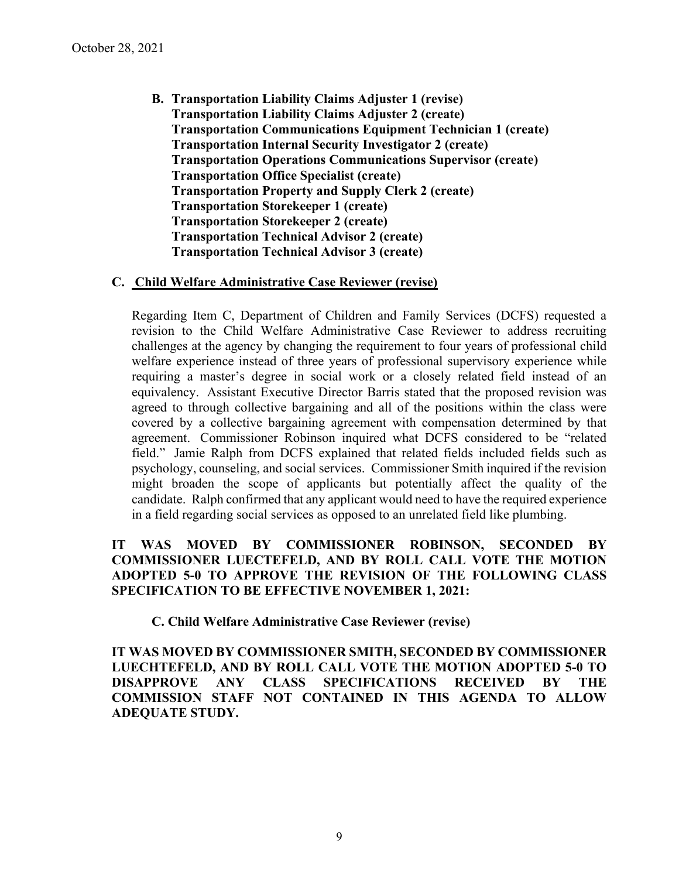**B. Transportation Liability Claims Adjuster 1 (revise)**
**Transportation Liability Claims Adjuster 2 (create)**
**Transportation Communications Equipment Technician 1 (create)**
**Transportation Internal Security Investigator 2 (create)**
**Transportation Operations Communications Supervisor (create)**
**Transportation Office Specialist (create)**
**Transportation Property and Supply Clerk 2 (create)**
**Transportation Storekeeper 1 (create)**
**Transportation Storekeeper 2 (create)**
**Transportation Technical Advisor 2 (create)**
**Transportation Technical Advisor 3 (create)**

**C. Child Welfare Administrative Case Reviewer (revise)**

Regarding Item C, Department of Children and Family Services (DCFS) requested a revision to the Child Welfare Administrative Case Reviewer to address recruiting challenges at the agency by changing the requirement to four years of professional child welfare experience instead of three years of professional supervisory experience while requiring a master's degree in social work or a closely related field instead of an equivalency. Assistant Executive Director Barris stated that the proposed revision was agreed to through collective bargaining and all of the positions within the class were covered by a collective bargaining agreement with compensation determined by that agreement. Commissioner Robinson inquired what DCFS considered to be "related field." Jamie Ralph from DCFS explained that related fields included fields such as psychology, counseling, and social services. Commissioner Smith inquired if the revision might broaden the scope of applicants but potentially affect the quality of the candidate. Ralph confirmed that any applicant would need to have the required experience in a field regarding social services as opposed to an unrelated field like plumbing.

**IT WAS MOVED BY COMMISSIONER ROBINSON, SECONDED BY COMMISSIONER LUECTEFELD, AND BY ROLL CALL VOTE THE MOTION ADOPTED 5-0 TO APPROVE THE REVISION OF THE FOLLOWING CLASS SPECIFICATION TO BE EFFECTIVE NOVEMBER 1, 2021:**

**C. Child Welfare Administrative Case Reviewer (revise)**

**IT WAS MOVED BY COMMISSIONER SMITH, SECONDED BY COMMISSIONER LUECHTEFELD, AND BY ROLL CALL VOTE THE MOTION ADOPTED 5-0 TO DISAPPROVE ANY CLASS SPECIFICATIONS RECEIVED BY THE COMMISSION STAFF NOT CONTAINED IN THIS AGENDA TO ALLOW ADEQUATE STUDY.**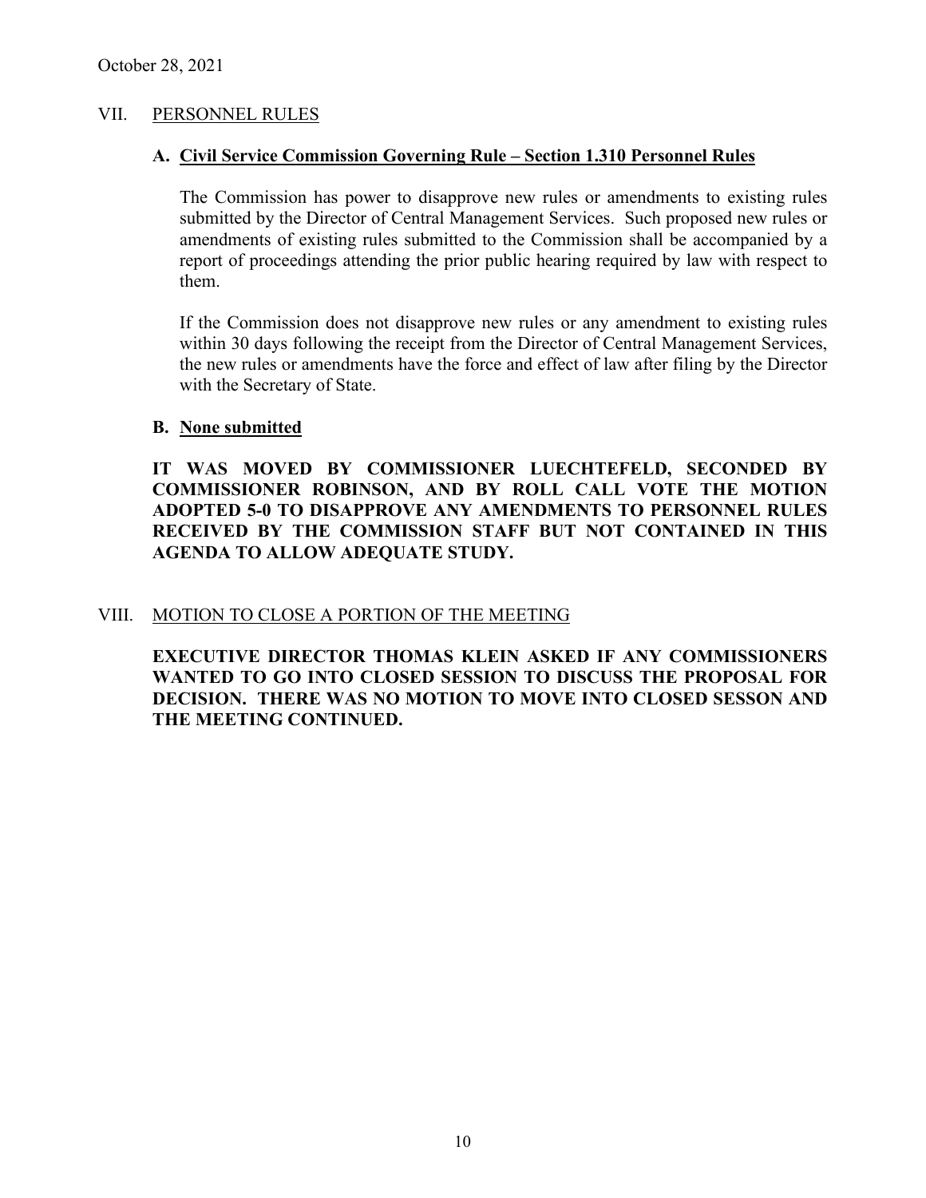October 28, 2021

## VII. PERSONNEL RULES

### A. Civil Service Commission Governing Rule – Section 1.310 Personnel Rules

The Commission has power to disapprove new rules or amendments to existing rules submitted by the Director of Central Management Services. Such proposed new rules or amendments of existing rules submitted to the Commission shall be accompanied by a report of proceedings attending the prior public hearing required by law with respect to them.

If the Commission does not disapprove new rules or any amendment to existing rules within 30 days following the receipt from the Director of Central Management Services, the new rules or amendments have the force and effect of law after filing by the Director with the Secretary of State.

### B. None submitted

**IT WAS MOVED BY COMMISSIONER LUECHTEFELD, SECONDED BY COMMISSIONER ROBINSON, AND BY ROLL CALL VOTE THE MOTION ADOPTED 5-0 TO DISAPPROVE ANY AMENDMENTS TO PERSONNEL RULES RECEIVED BY THE COMMISSION STAFF BUT NOT CONTAINED IN THIS AGENDA TO ALLOW ADEQUATE STUDY.**

## VIII. MOTION TO CLOSE A PORTION OF THE MEETING

**EXECUTIVE DIRECTOR THOMAS KLEIN ASKED IF ANY COMMISSIONERS WANTED TO GO INTO CLOSED SESSION TO DISCUSS THE PROPOSAL FOR DECISION. THERE WAS NO MOTION TO MOVE INTO CLOSED SESSON AND THE MEETING CONTINUED.**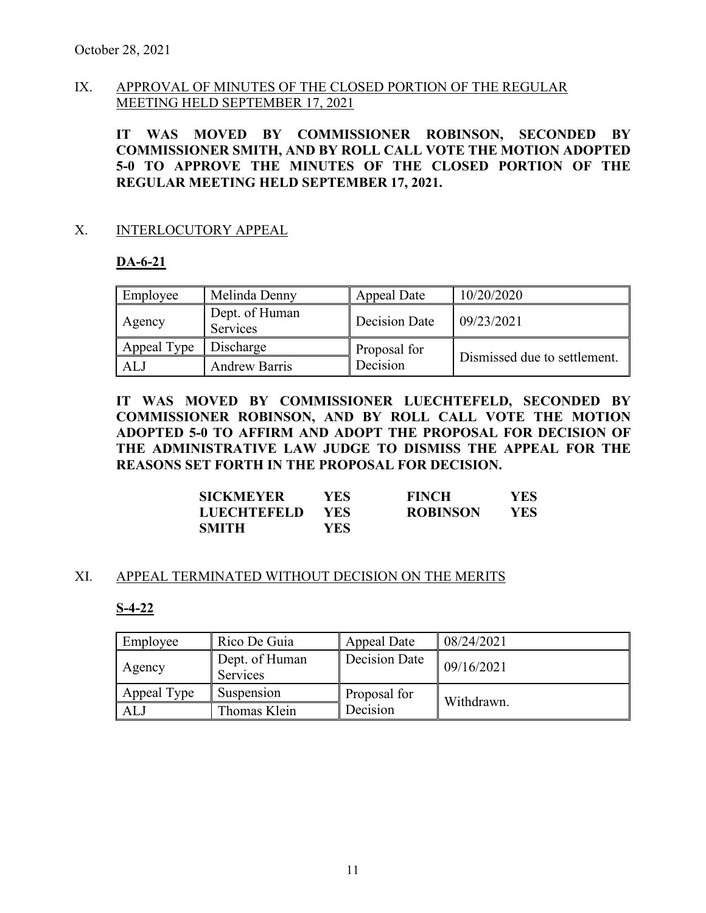October 28, 2021

## IX. APPROVAL OF MINUTES OF THE CLOSED PORTION OF THE REGULAR MEETING HELD SEPTEMBER 17, 2021

**IT WAS MOVED BY COMMISSIONER ROBINSON, SECONDED BY COMMISSIONER SMITH, AND BY ROLL CALL VOTE THE MOTION ADOPTED 5-0 TO APPROVE THE MINUTES OF THE CLOSED PORTION OF THE REGULAR MEETING HELD SEPTEMBER 17, 2021.**

## X. INTERLOCUTORY APPEAL

**DA-6-21**

| Employee | Melinda Denny | Appeal Date | 10/20/2020 |
|---|---|---|---|
| Agency | Dept. of Human Services | Decision Date | 09/23/2021 |
| Appeal Type | Discharge | Proposal for Decision | Dismissed due to settlement. |
| ALJ | Andrew Barris | | |

**IT WAS MOVED BY COMMISSIONER LUECHTEFELD, SECONDED BY COMMISSIONER ROBINSON, AND BY ROLL CALL VOTE THE MOTION ADOPTED 5-0 TO AFFIRM AND ADOPT THE PROPOSAL FOR DECISION OF THE ADMINISTRATIVE LAW JUDGE TO DISMISS THE APPEAL FOR THE REASONS SET FORTH IN THE PROPOSAL FOR DECISION.**

| | | | |
|---|---|---|---|
| **SICKMEYER** | **YES** | **FINCH** | **YES** |
| **LUECHTEFELD** | **YES** | **ROBINSON** | **YES** |
| **SMITH** | **YES** | | |

## XI. APPEAL TERMINATED WITHOUT DECISION ON THE MERITS

**S-4-22**

| Employee | Rico De Guia | Appeal Date | 08/24/2021 |
|---|---|---|---|
| Agency | Dept. of Human Services | Decision Date | 09/16/2021 |
| Appeal Type | Suspension | Proposal for Decision | Withdrawn. |
| ALJ | Thomas Klein | | |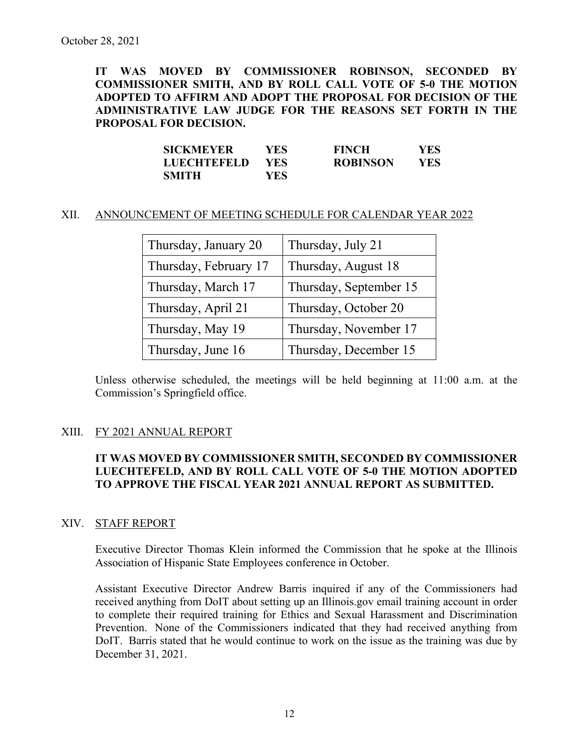October 28, 2021

**IT WAS MOVED BY COMMISSIONER ROBINSON, SECONDED BY COMMISSIONER SMITH, AND BY ROLL CALL VOTE OF 5-0 THE MOTION ADOPTED TO AFFIRM AND ADOPT THE PROPOSAL FOR DECISION OF THE ADMINISTRATIVE LAW JUDGE FOR THE REASONS SET FORTH IN THE PROPOSAL FOR DECISION.**

| | | | |
|---|---|---|---|
| **SICKMEYER** | **YES** | **FINCH** | **YES** |
| **LUECHTEFELD** | **YES** | **ROBINSON** | **YES** |
| **SMITH** | **YES** | | |

## XII. ANNOUNCEMENT OF MEETING SCHEDULE FOR CALENDAR YEAR 2022

| | |
|---|---|
| Thursday, January 20 | Thursday, July 21 |
| Thursday, February 17 | Thursday, August 18 |
| Thursday, March 17 | Thursday, September 15 |
| Thursday, April 21 | Thursday, October 20 |
| Thursday, May 19 | Thursday, November 17 |
| Thursday, June 16 | Thursday, December 15 |

Unless otherwise scheduled, the meetings will be held beginning at 11:00 a.m. at the Commission's Springfield office.

## XIII. FY 2021 ANNUAL REPORT

**IT WAS MOVED BY COMMISSIONER SMITH, SECONDED BY COMMISSIONER LUECHTEFELD, AND BY ROLL CALL VOTE OF 5-0 THE MOTION ADOPTED TO APPROVE THE FISCAL YEAR 2021 ANNUAL REPORT AS SUBMITTED.**

## XIV. STAFF REPORT

Executive Director Thomas Klein informed the Commission that he spoke at the Illinois Association of Hispanic State Employees conference in October.

Assistant Executive Director Andrew Barris inquired if any of the Commissioners had received anything from DoIT about setting up an Illinois.gov email training account in order to complete their required training for Ethics and Sexual Harassment and Discrimination Prevention. None of the Commissioners indicated that they had received anything from DoIT. Barris stated that he would continue to work on the issue as the training was due by December 31, 2021.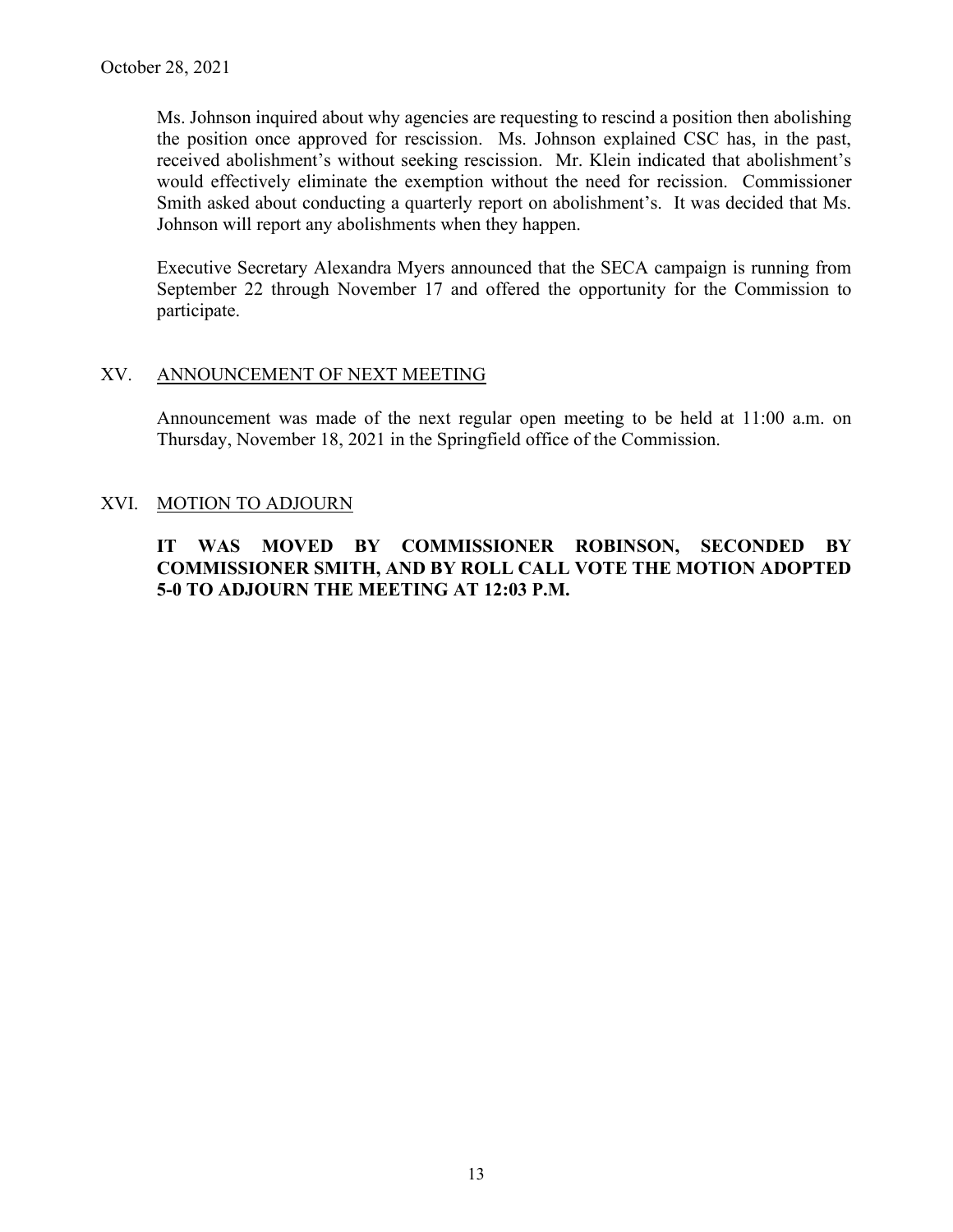Ms. Johnson inquired about why agencies are requesting to rescind a position then abolishing the position once approved for rescission. Ms. Johnson explained CSC has, in the past, received abolishment's without seeking rescission. Mr. Klein indicated that abolishment's would effectively eliminate the exemption without the need for recission. Commissioner Smith asked about conducting a quarterly report on abolishment's. It was decided that Ms. Johnson will report any abolishments when they happen.

Executive Secretary Alexandra Myers announced that the SECA campaign is running from September 22 through November 17 and offered the opportunity for the Commission to participate.

## XV. ANNOUNCEMENT OF NEXT MEETING

Announcement was made of the next regular open meeting to be held at 11:00 a.m. on Thursday, November 18, 2021 in the Springfield office of the Commission.

## XVI. MOTION TO ADJOURN

**IT WAS MOVED BY COMMISSIONER ROBINSON, SECONDED BY COMMISSIONER SMITH, AND BY ROLL CALL VOTE THE MOTION ADOPTED 5-0 TO ADJOURN THE MEETING AT 12:03 P.M.**